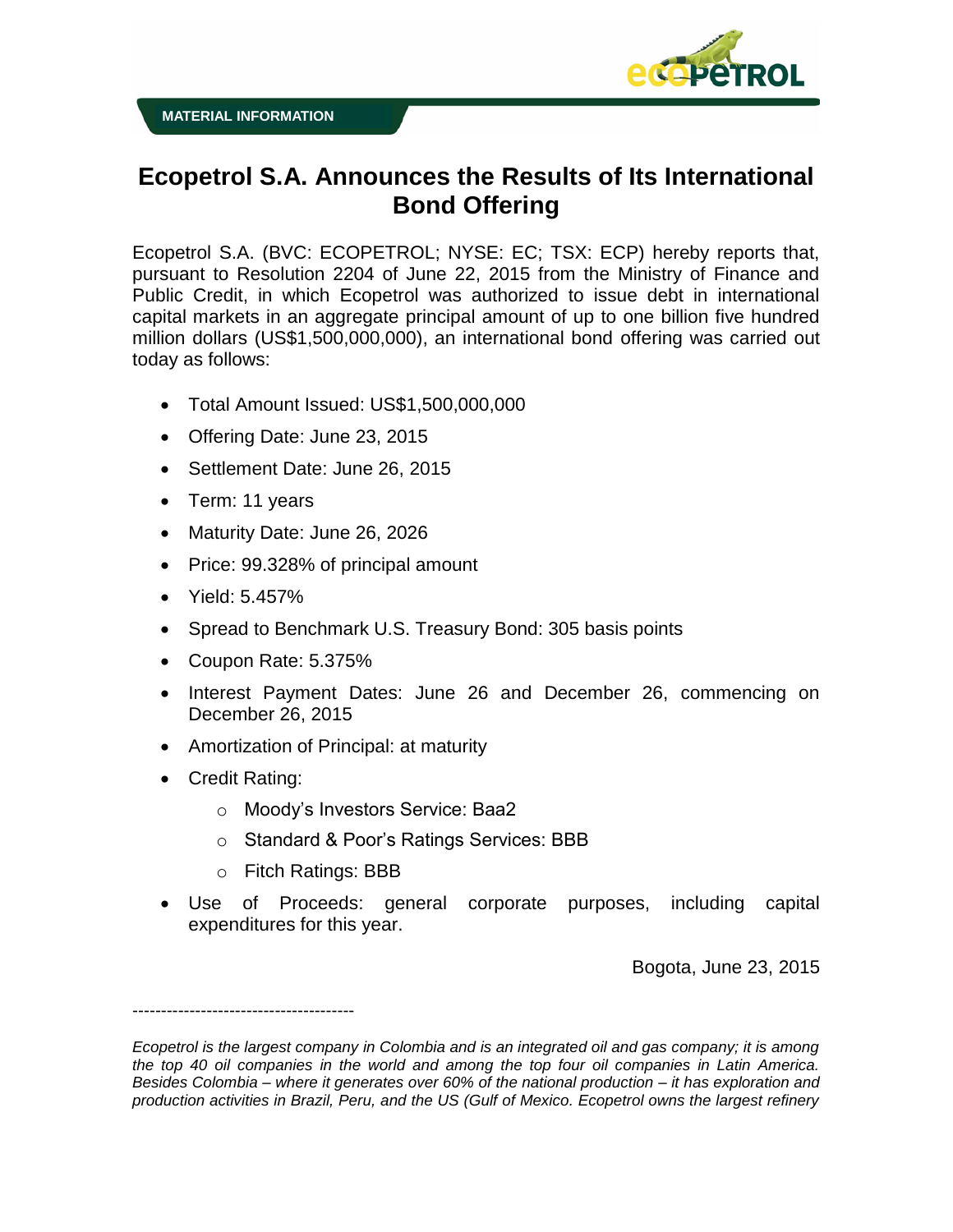MATERIAL INFORMATION

# Ecopetrol S.A. Announces the Results of Its International Bond Offering

Ecopetrol S.A. (BVC: ECOPETROL; NYSE: EC; TSX: ECP) hereby reports that, pursuant to Resolution 2204 of June 22, 2015 from the Ministry of Finance and Public Credit, in which Ecopetrol was authorized to issue debt in international capital markets in an aggregate principal amount of up to one billion five hundred million dollars (US$1,500,000,000), an international bond offering was carried out today as follows:

- Total Amount Issued: US$1,500,000,000
- Offering Date: June 23, 2015
- Settlement Date: June 26, 2015
- Term: 11 years
- Maturity Date: June 26, 2026
- Price: 99.328% of principal amount
- Yield: 5.457%
- Spread to Benchmark U.S. Treasury Bond: 305 basis points
- Coupon Rate: 5.375%
- Interest Payment Dates: June 26 and December 26, commencing on December 26, 2015
- Amortization of Principal: at maturity
- Credit Rating:
  - Moody's Investors Service: Baa2
  - Standard & Poor's Ratings Services: BBB
  - Fitch Ratings: BBB
- Use of Proceeds: general corporate purposes, including capital expenditures for this year.

Bogota, June 23, 2015

---------------------------------------

*Ecopetrol is the largest company in Colombia and is an integrated oil and gas company; it is among the top 40 oil companies in the world and among the top four oil companies in Latin America. Besides Colombia – where it generates over 60% of the national production – it has exploration and production activities in Brazil, Peru, and the US (Gulf of Mexico. Ecopetrol owns the largest refinery*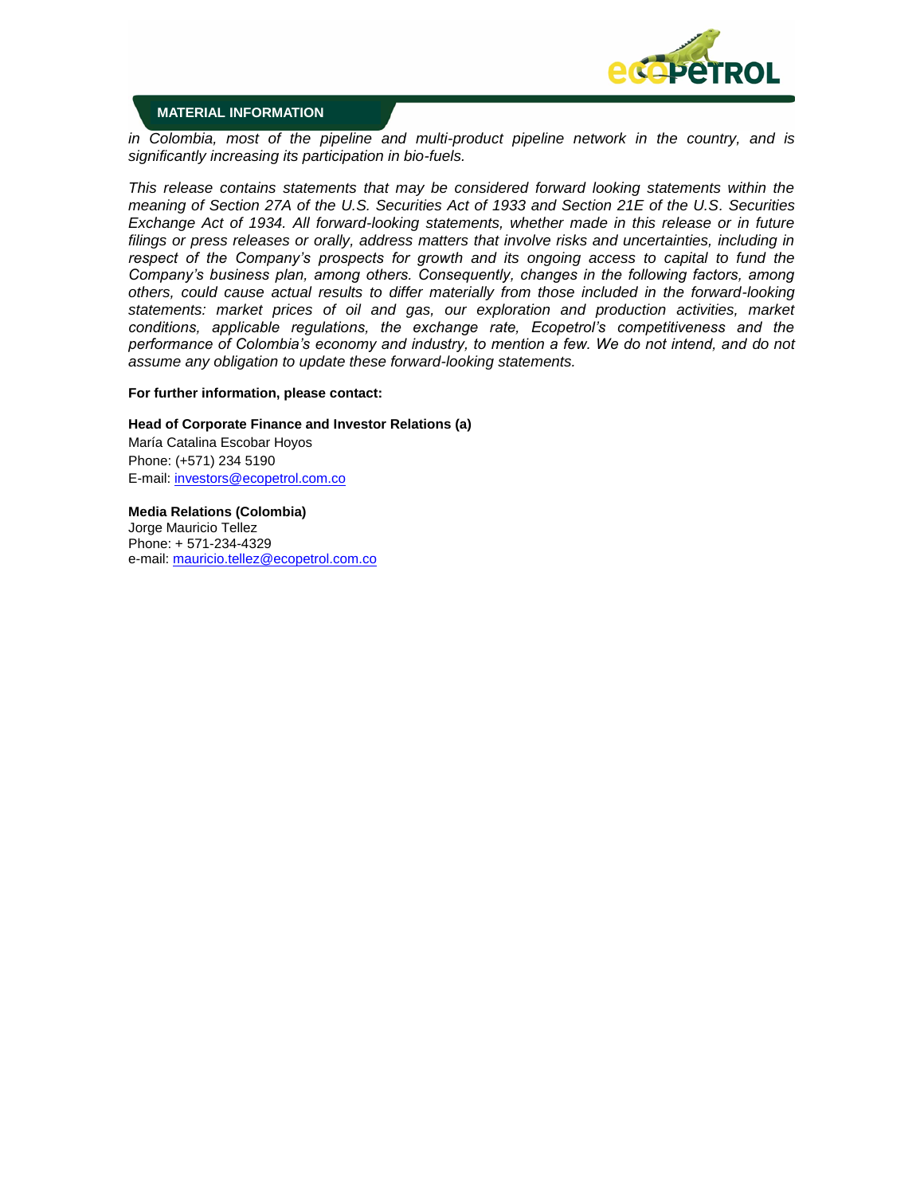*in Colombia, most of the pipeline and multi-product pipeline network in the country, and is significantly increasing its participation in bio-fuels.*

*This release contains statements that may be considered forward looking statements within the meaning of Section 27A of the U.S. Securities Act of 1933 and Section 21E of the U.S. Securities Exchange Act of 1934. All forward-looking statements, whether made in this release or in future filings or press releases or orally, address matters that involve risks and uncertainties, including in respect of the Company's prospects for growth and its ongoing access to capital to fund the Company's business plan, among others. Consequently, changes in the following factors, among others, could cause actual results to differ materially from those included in the forward-looking statements: market prices of oil and gas, our exploration and production activities, market conditions, applicable regulations, the exchange rate, Ecopetrol's competitiveness and the performance of Colombia's economy and industry, to mention a few. We do not intend, and do not assume any obligation to update these forward-looking statements.*

**For further information, please contact:**

**Head of Corporate Finance and Investor Relations (a)**
María Catalina Escobar Hoyos
Phone: (+571) 234 5190
E-mail: investors@ecopetrol.com.co

**Media Relations (Colombia)**
Jorge Mauricio Tellez
Phone: + 571-234-4329
e-mail: mauricio.tellez@ecopetrol.com.co